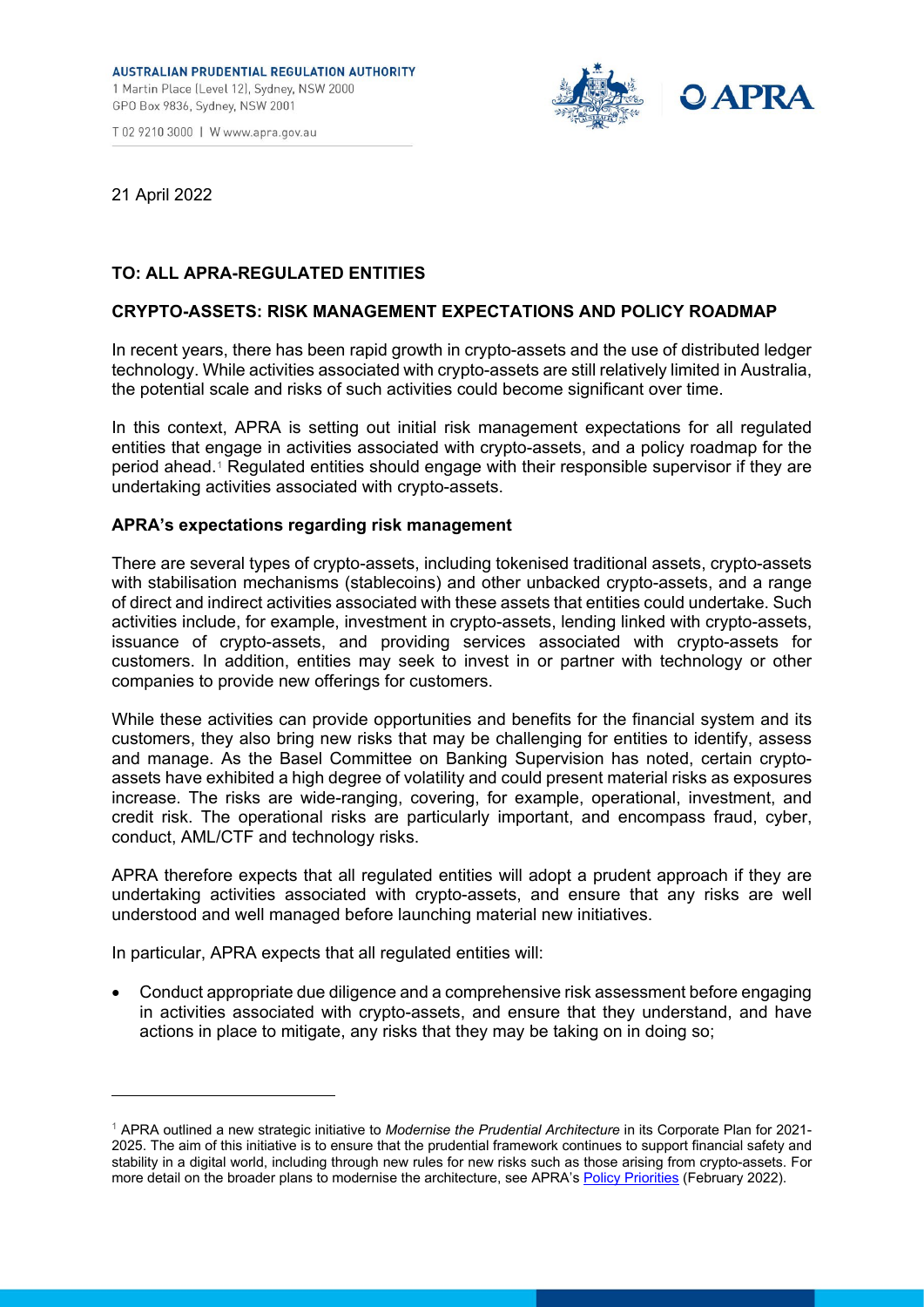AUSTRALIAN PRUDENTIAL REGULATION AUTHORITY
1 Martin Place (Level 12), Sydney, NSW 2000
GPO Box 9836, Sydney, NSW 2001

T 02 9210 3000 | W www.apra.gov.au

21 April 2022

**TO: ALL APRA-REGULATED ENTITIES**

**CRYPTO-ASSETS: RISK MANAGEMENT EXPECTATIONS AND POLICY ROADMAP**

In recent years, there has been rapid growth in crypto-assets and the use of distributed ledger technology. While activities associated with crypto-assets are still relatively limited in Australia, the potential scale and risks of such activities could become significant over time.

In this context, APRA is setting out initial risk management expectations for all regulated entities that engage in activities associated with crypto-assets, and a policy roadmap for the period ahead.[1] Regulated entities should engage with their responsible supervisor if they are undertaking activities associated with crypto-assets.

**APRA's expectations regarding risk management**

There are several types of crypto-assets, including tokenised traditional assets, crypto-assets with stabilisation mechanisms (stablecoins) and other unbacked crypto-assets, and a range of direct and indirect activities associated with these assets that entities could undertake. Such activities include, for example, investment in crypto-assets, lending linked with crypto-assets, issuance of crypto-assets, and providing services associated with crypto-assets for customers. In addition, entities may seek to invest in or partner with technology or other companies to provide new offerings for customers.

While these activities can provide opportunities and benefits for the financial system and its customers, they also bring new risks that may be challenging for entities to identify, assess and manage. As the Basel Committee on Banking Supervision has noted, certain crypto-assets have exhibited a high degree of volatility and could present material risks as exposures increase. The risks are wide-ranging, covering, for example, operational, investment, and credit risk. The operational risks are particularly important, and encompass fraud, cyber, conduct, AML/CTF and technology risks.

APRA therefore expects that all regulated entities will adopt a prudent approach if they are undertaking activities associated with crypto-assets, and ensure that any risks are well understood and well managed before launching material new initiatives.

In particular, APRA expects that all regulated entities will:

- Conduct appropriate due diligence and a comprehensive risk assessment before engaging in activities associated with crypto-assets, and ensure that they understand, and have actions in place to mitigate, any risks that they may be taking on in doing so;

---

[1] APRA outlined a new strategic initiative to *Modernise the Prudential Architecture* in its Corporate Plan for 2021-2025. The aim of this initiative is to ensure that the prudential framework continues to support financial safety and stability in a digital world, including through new rules for new risks such as those arising from crypto-assets. For more detail on the broader plans to modernise the architecture, see APRA's Policy Priorities (February 2022).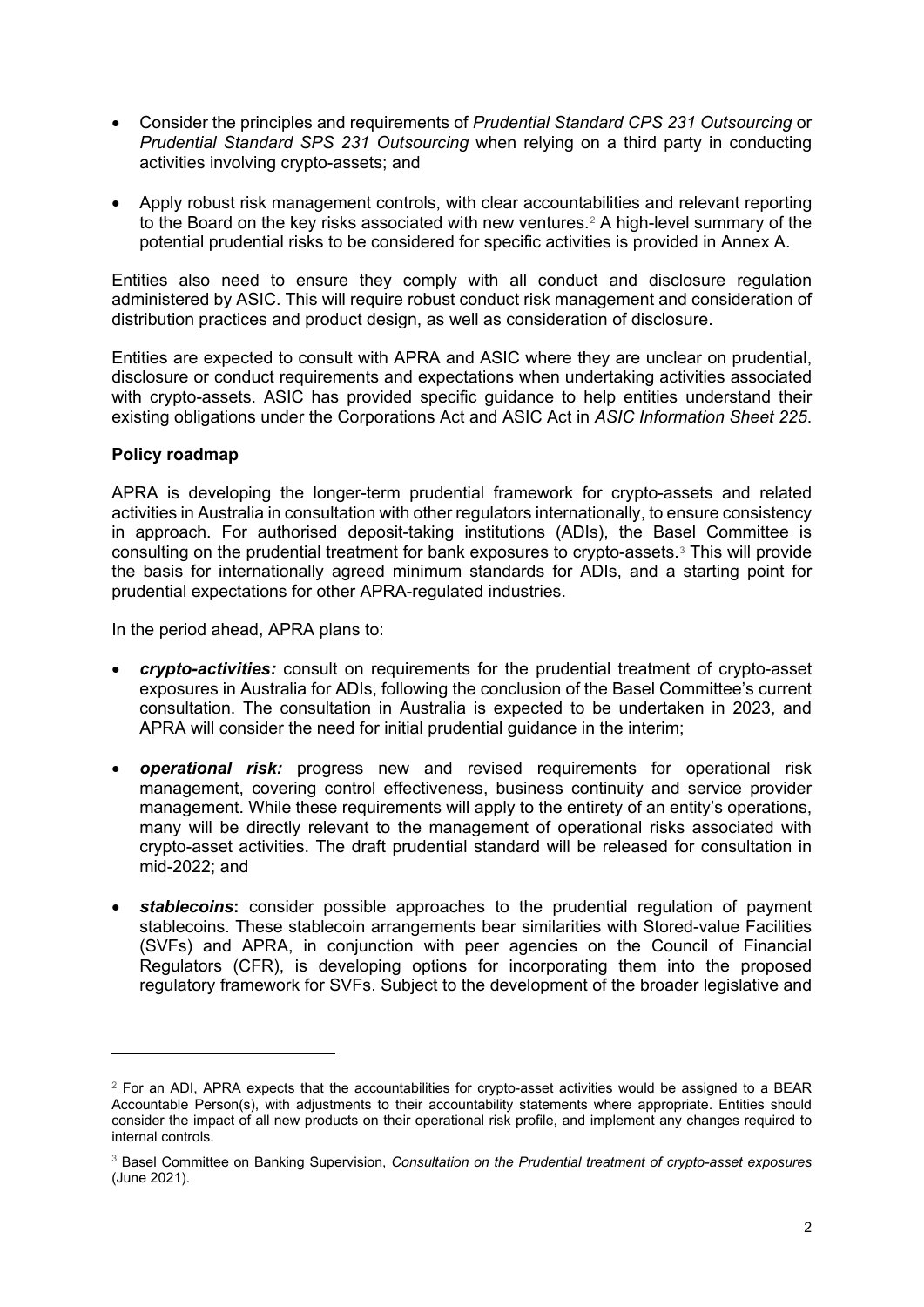- Consider the principles and requirements of *Prudential Standard CPS 231 Outsourcing* or *Prudential Standard SPS 231 Outsourcing* when relying on a third party in conducting activities involving crypto-assets; and

- Apply robust risk management controls, with clear accountabilities and relevant reporting to the Board on the key risks associated with new ventures.[2] A high-level summary of the potential prudential risks to be considered for specific activities is provided in Annex A.

Entities also need to ensure they comply with all conduct and disclosure regulation administered by ASIC. This will require robust conduct risk management and consideration of distribution practices and product design, as well as consideration of disclosure.

Entities are expected to consult with APRA and ASIC where they are unclear on prudential, disclosure or conduct requirements and expectations when undertaking activities associated with crypto-assets. ASIC has provided specific guidance to help entities understand their existing obligations under the Corporations Act and ASIC Act in *ASIC Information Sheet 225*.

**Policy roadmap**

APRA is developing the longer-term prudential framework for crypto-assets and related activities in Australia in consultation with other regulators internationally, to ensure consistency in approach. For authorised deposit-taking institutions (ADIs), the Basel Committee is consulting on the prudential treatment for bank exposures to crypto-assets.[3] This will provide the basis for internationally agreed minimum standards for ADIs, and a starting point for prudential expectations for other APRA-regulated industries.

In the period ahead, APRA plans to:

- ***crypto-activities:*** consult on requirements for the prudential treatment of crypto-asset exposures in Australia for ADIs, following the conclusion of the Basel Committee's current consultation. The consultation in Australia is expected to be undertaken in 2023, and APRA will consider the need for initial prudential guidance in the interim;

- ***operational risk:*** progress new and revised requirements for operational risk management, covering control effectiveness, business continuity and service provider management. While these requirements will apply to the entirety of an entity's operations, many will be directly relevant to the management of operational risks associated with crypto-asset activities. The draft prudential standard will be released for consultation in mid-2022; and

- ***stablecoins*****:** consider possible approaches to the prudential regulation of payment stablecoins. These stablecoin arrangements bear similarities with Stored-value Facilities (SVFs) and APRA, in conjunction with peer agencies on the Council of Financial Regulators (CFR), is developing options for incorporating them into the proposed regulatory framework for SVFs. Subject to the development of the broader legislative and

---

[2] For an ADI, APRA expects that the accountabilities for crypto-asset activities would be assigned to a BEAR Accountable Person(s), with adjustments to their accountability statements where appropriate. Entities should consider the impact of all new products on their operational risk profile, and implement any changes required to internal controls.

[3] Basel Committee on Banking Supervision, *Consultation on the Prudential treatment of crypto-asset exposures* (June 2021).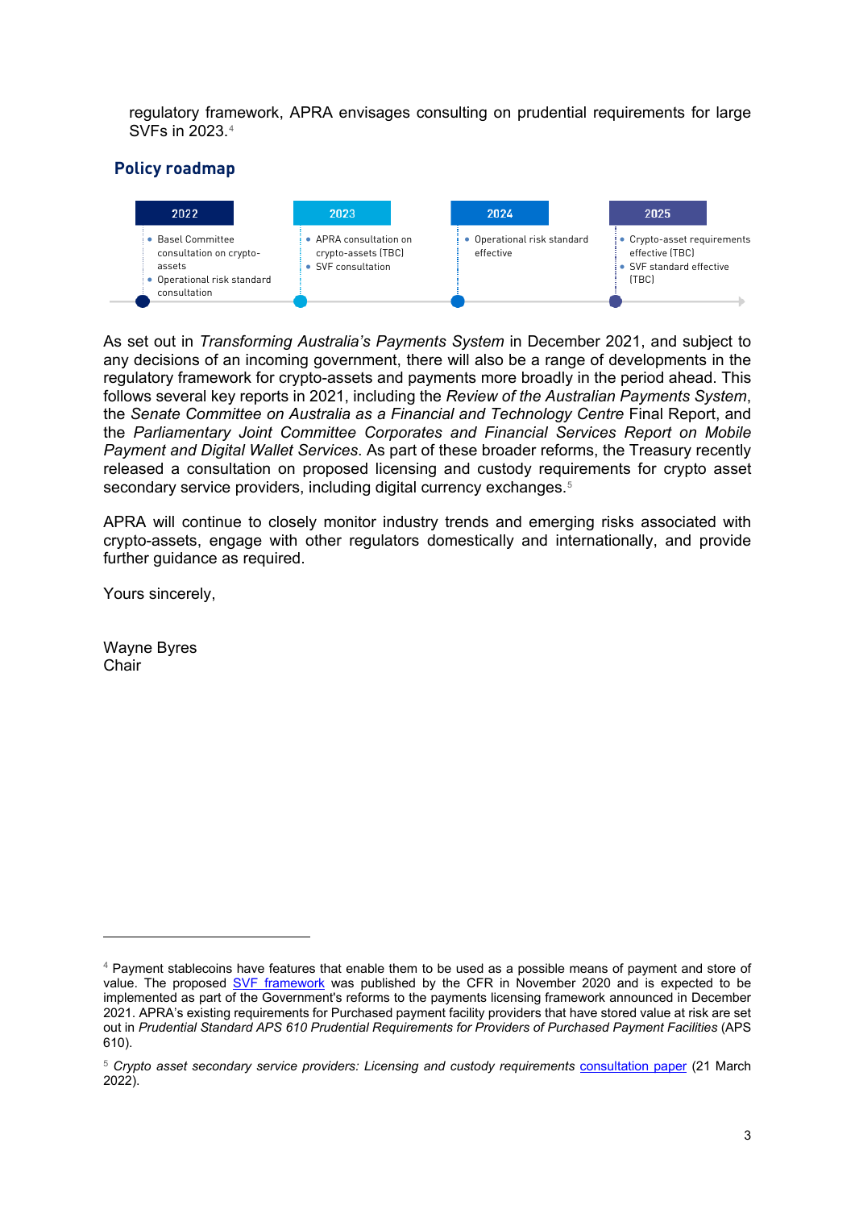regulatory framework, APRA envisages consulting on prudential requirements for large SVFs in 2023.[4]

## Policy roadmap

| 2022 | 2023 | 2024 | 2025 |
|---|---|---|---|
| • Basel Committee consultation on crypto-assets<br>• Operational risk standard consultation | • APRA consultation on crypto-assets (TBC)<br>• SVF consultation | • Operational risk standard effective | • Crypto-asset requirements effective (TBC)<br>• SVF standard effective (TBC) |

As set out in *Transforming Australia's Payments System* in December 2021, and subject to any decisions of an incoming government, there will also be a range of developments in the regulatory framework for crypto-assets and payments more broadly in the period ahead. This follows several key reports in 2021, including the *Review of the Australian Payments System*, the *Senate Committee on Australia as a Financial and Technology Centre* Final Report, and the *Parliamentary Joint Committee Corporates and Financial Services Report on Mobile Payment and Digital Wallet Services*. As part of these broader reforms, the Treasury recently released a consultation on proposed licensing and custody requirements for crypto asset secondary service providers, including digital currency exchanges.[5]

APRA will continue to closely monitor industry trends and emerging risks associated with crypto-assets, engage with other regulators domestically and internationally, and provide further guidance as required.

Yours sincerely,

Wayne Byres
Chair

---

[4] Payment stablecoins have features that enable them to be used as a possible means of payment and store of value. The proposed SVF framework was published by the CFR in November 2020 and is expected to be implemented as part of the Government's reforms to the payments licensing framework announced in December 2021. APRA's existing requirements for Purchased payment facility providers that have stored value at risk are set out in *Prudential Standard APS 610 Prudential Requirements for Providers of Purchased Payment Facilities* (APS 610).

[5] *Crypto asset secondary service providers: Licensing and custody requirements* consultation paper (21 March 2022).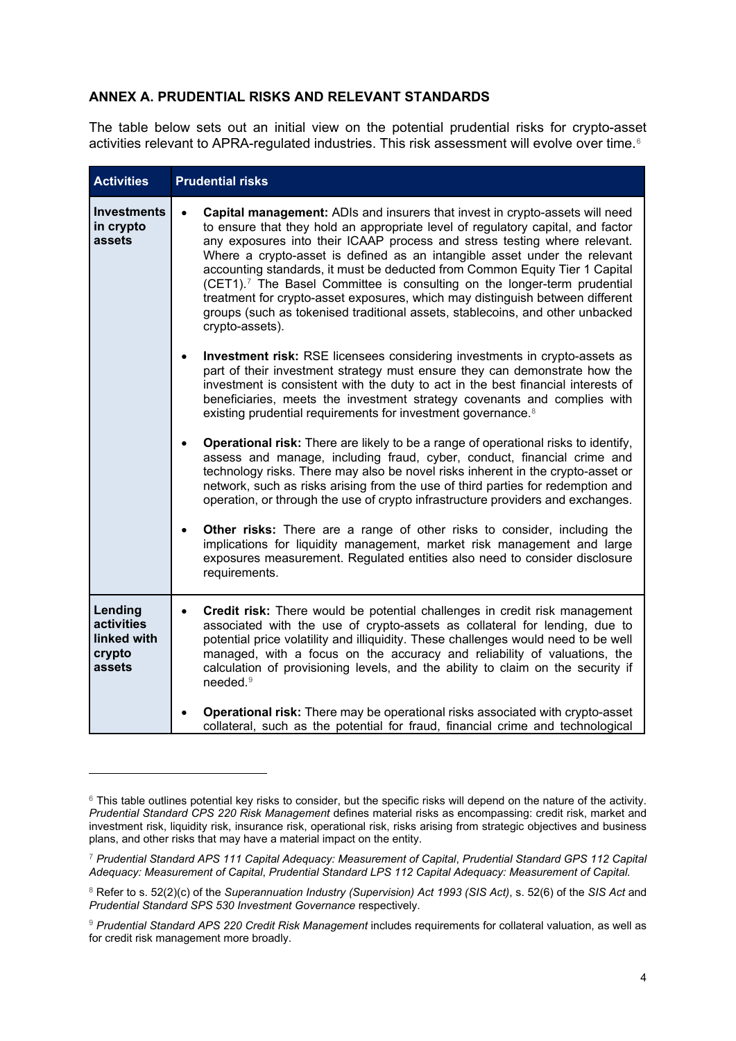## ANNEX A. PRUDENTIAL RISKS AND RELEVANT STANDARDS

The table below sets out an initial view on the potential prudential risks for crypto-asset activities relevant to APRA-regulated industries. This risk assessment will evolve over time.[6]

| Activities | Prudential risks |
|---|---|
| **Investments in crypto assets** | • **Capital management:** ADIs and insurers that invest in crypto-assets will need to ensure that they hold an appropriate level of regulatory capital, and factor any exposures into their ICAAP process and stress testing where relevant. Where a crypto-asset is defined as an intangible asset under the relevant accounting standards, it must be deducted from Common Equity Tier 1 Capital (CET1).[7] The Basel Committee is consulting on the longer-term prudential treatment for crypto-asset exposures, which may distinguish between different groups (such as tokenised traditional assets, stablecoins, and other unbacked crypto-assets).<br><br>• **Investment risk:** RSE licensees considering investments in crypto-assets as part of their investment strategy must ensure they can demonstrate how the investment is consistent with the duty to act in the best financial interests of beneficiaries, meets the investment strategy covenants and complies with existing prudential requirements for investment governance.[8]<br><br>• **Operational risk:** There are likely to be a range of operational risks to identify, assess and manage, including fraud, cyber, conduct, financial crime and technology risks. There may also be novel risks inherent in the crypto-asset or network, such as risks arising from the use of third parties for redemption and operation, or through the use of crypto infrastructure providers and exchanges.<br><br>• **Other risks:** There are a range of other risks to consider, including the implications for liquidity management, market risk management and large exposures measurement. Regulated entities also need to consider disclosure requirements. |
| **Lending activities linked with crypto assets** | • **Credit risk:** There would be potential challenges in credit risk management associated with the use of crypto-assets as collateral for lending, due to potential price volatility and illiquidity. These challenges would need to be well managed, with a focus on the accuracy and reliability of valuations, the calculation of provisioning levels, and the ability to claim on the security if needed.[9]<br><br>• **Operational risk:** There may be operational risks associated with crypto-asset collateral, such as the potential for fraud, financial crime and technological |

[6] This table outlines potential key risks to consider, but the specific risks will depend on the nature of the activity. *Prudential Standard CPS 220 Risk Management* defines material risks as encompassing: credit risk, market and investment risk, liquidity risk, insurance risk, operational risk, risks arising from strategic objectives and business plans, and other risks that may have a material impact on the entity.

[7] *Prudential Standard APS 111 Capital Adequacy: Measurement of Capital*, *Prudential Standard GPS 112 Capital Adequacy: Measurement of Capital*, *Prudential Standard LPS 112 Capital Adequacy: Measurement of Capital.*

[8] Refer to s. 52(2)(c) of the *Superannuation Industry (Supervision) Act 1993 (SIS Act)*, s. 52(6) of the *SIS Act* and *Prudential Standard SPS 530 Investment Governance* respectively.

[9] *Prudential Standard APS 220 Credit Risk Management* includes requirements for collateral valuation, as well as for credit risk management more broadly.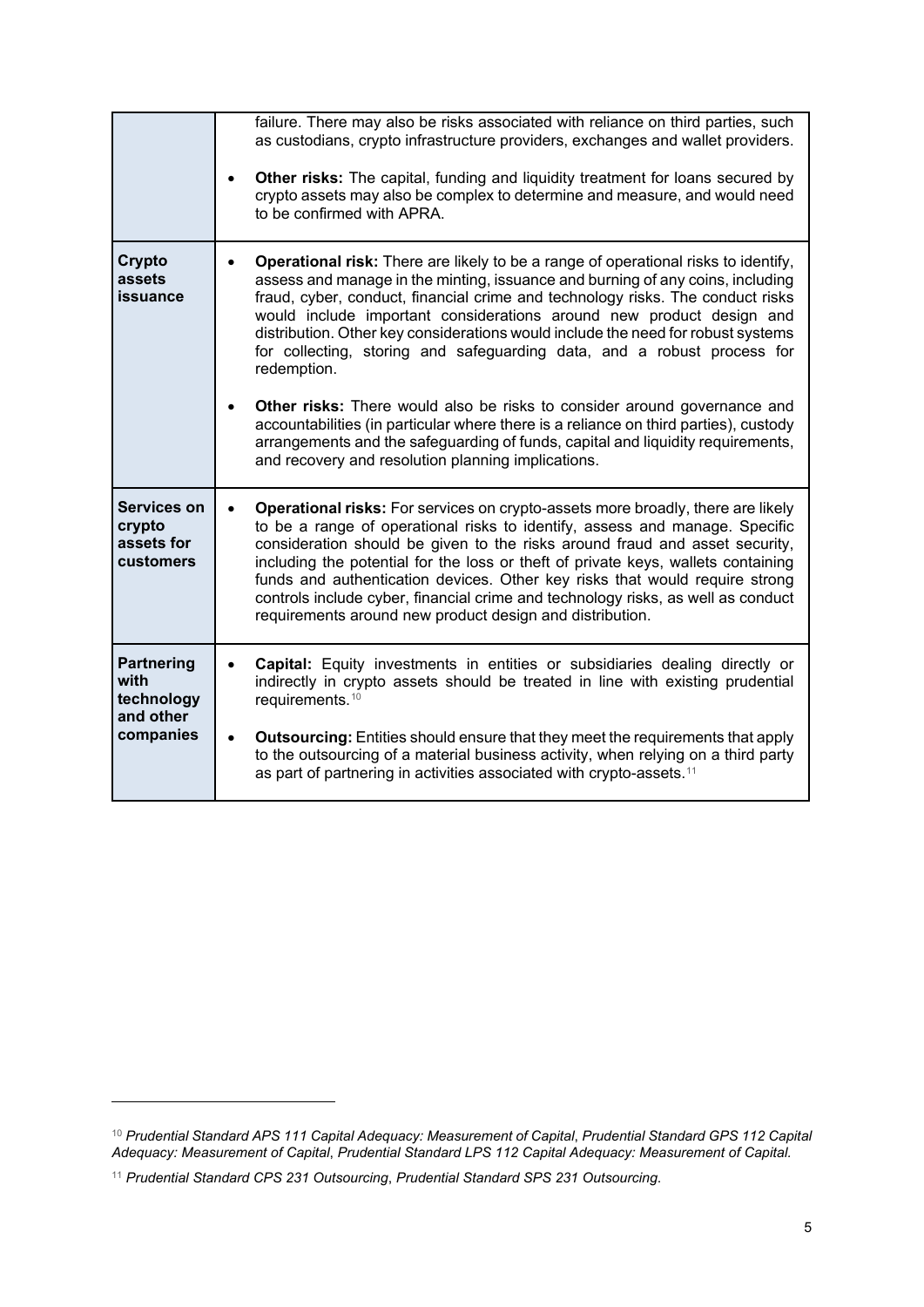| | |
|---|---|
| | failure. There may also be risks associated with reliance on third parties, such as custodians, crypto infrastructure providers, exchanges and wallet providers.<br><br>• **Other risks:** The capital, funding and liquidity treatment for loans secured by crypto assets may also be complex to determine and measure, and would need to be confirmed with APRA. |
| **Crypto assets issuance** | • **Operational risk:** There are likely to be a range of operational risks to identify, assess and manage in the minting, issuance and burning of any coins, including fraud, cyber, conduct, financial crime and technology risks. The conduct risks would include important considerations around new product design and distribution. Other key considerations would include the need for robust systems for collecting, storing and safeguarding data, and a robust process for redemption.<br><br>• **Other risks:** There would also be risks to consider around governance and accountabilities (in particular where there is a reliance on third parties), custody arrangements and the safeguarding of funds, capital and liquidity requirements, and recovery and resolution planning implications. |
| **Services on crypto assets for customers** | • **Operational risks:** For services on crypto-assets more broadly, there are likely to be a range of operational risks to identify, assess and manage. Specific consideration should be given to the risks around fraud and asset security, including the potential for the loss or theft of private keys, wallets containing funds and authentication devices. Other key risks that would require strong controls include cyber, financial crime and technology risks, as well as conduct requirements around new product design and distribution. |
| **Partnering with technology and other companies** | • **Capital:** Equity investments in entities or subsidiaries dealing directly or indirectly in crypto assets should be treated in line with existing prudential requirements.[10]<br><br>• **Outsourcing:** Entities should ensure that they meet the requirements that apply to the outsourcing of a material business activity, when relying on a third party as part of partnering in activities associated with crypto-assets.[11] |

[10] *Prudential Standard APS 111 Capital Adequacy: Measurement of Capital*, *Prudential Standard GPS 112 Capital Adequacy: Measurement of Capital*, *Prudential Standard LPS 112 Capital Adequacy: Measurement of Capital.*

[11] *Prudential Standard CPS 231 Outsourcing*, *Prudential Standard SPS 231 Outsourcing.*